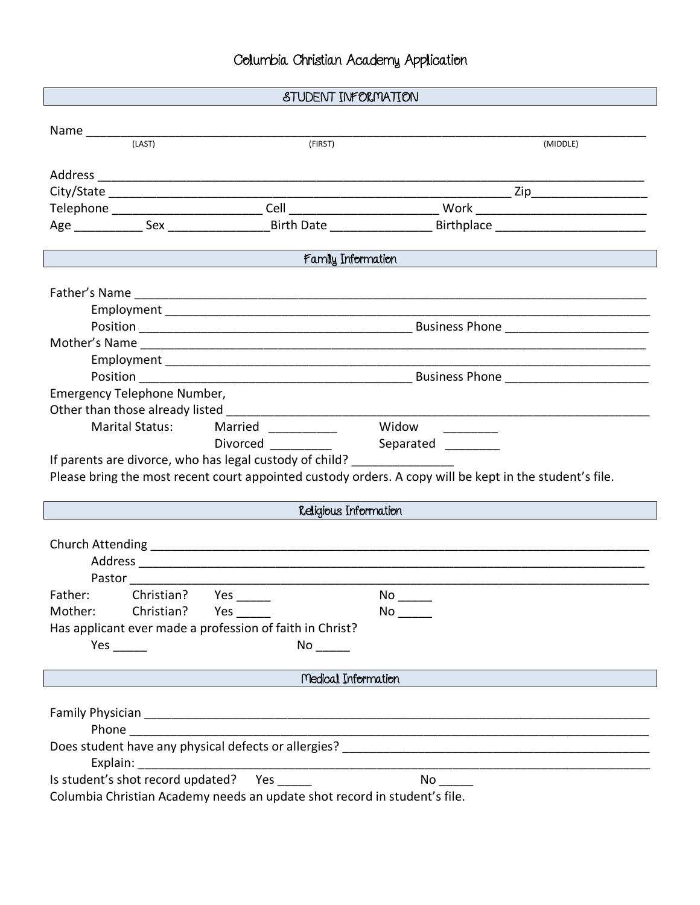# Columbia Christian Academy Application

## STUDENT INFORMATION

Name ______________________________________________________________________________
(LAST) (FIRST) (MIDDLE)

Address ____________________________________________________________________________

City/State _______________________________________________________ Zip________________

Telephone ______________________ Cell ______________________ Work _________________________

Age __________ Sex _______________Birth Date _______________ Birthplace ______________________

## Family Information

Father's Name _______________________________________________________________________

Employment __________________________________________________________________

Position _________________________________________ Business Phone _____________________

Mother's Name ______________________________________________________________________

Employment __________________________________________________________________

Position _________________________________________ Business Phone _____________________

Emergency Telephone Number,
Other than those already listed ________________________________________________________

Marital Status: Married __________ Widow ________

Divorced _________ Separated ________

If parents are divorce, who has legal custody of child? _______________

Please bring the most recent court appointed custody orders. A copy will be kept in the student's file.

## Religious Information

Church Attending ____________________________________________________________________

Address _____________________________________________________________________

Pastor ______________________________________________________________________

Father: Christian? Yes _____ No _____

Mother: Christian? Yes _____ No _____

Has applicant ever made a profession of faith in Christ?

Yes _____ No _____

## Medical Information

Family Physician _____________________________________________________________________

Phone _______________________________________________________________________

Does student have any physical defects or allergies? _____________________________________________

Explain: ______________________________________________________________________

Is student's shot record updated? Yes _____ No _____

Columbia Christian Academy needs an update shot record in student's file.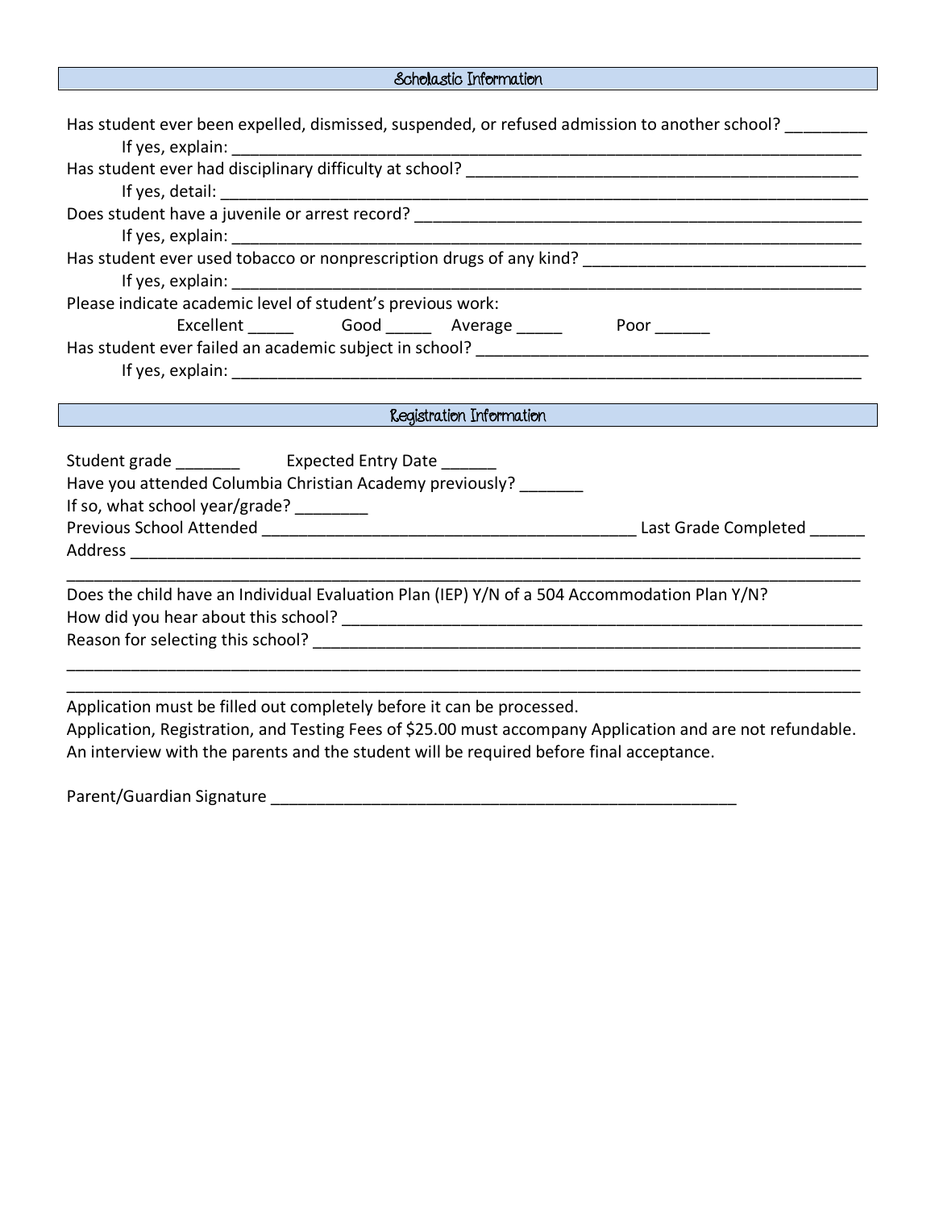## Scholastic Information

Has student ever been expelled, dismissed, suspended, or refused admission to another school? _________

If yes, explain: ___________________________________________________________________________

Has student ever had disciplinary difficulty at school? _____________________________________________

If yes, detail: ______________________________________________________________________________

Does student have a juvenile or arrest record? ____________________________________________________

If yes, explain: ___________________________________________________________________________

Has student ever used tobacco or nonprescription drugs of any kind? ________________________________

If yes, explain: ___________________________________________________________________________

Please indicate academic level of student's previous work:

Excellent _____ Good _____ Average _____ Poor ______

Has student ever failed an academic subject in school? _____________________________________________

If yes, explain: ___________________________________________________________________________

## Registration Information

Student grade _______ Expected Entry Date ______

Have you attended Columbia Christian Academy previously? _______

If so, what school year/grade? ________

Previous School Attended __________________________________________ Last Grade Completed ______

Address _________________________________________________________________________________

_________________________________________________________________________________________

Does the child have an Individual Evaluation Plan (IEP) Y/N of a 504 Accommodation Plan Y/N?

How did you hear about this school? ___________________________________________________________

Reason for selecting this school? _______________________________________________________________

_________________________________________________________________________________________

_________________________________________________________________________________________

Application must be filled out completely before it can be processed.

Application, Registration, and Testing Fees of $25.00 must accompany Application and are not refundable.

An interview with the parents and the student will be required before final acceptance.

Parent/Guardian Signature _____________________________________________________